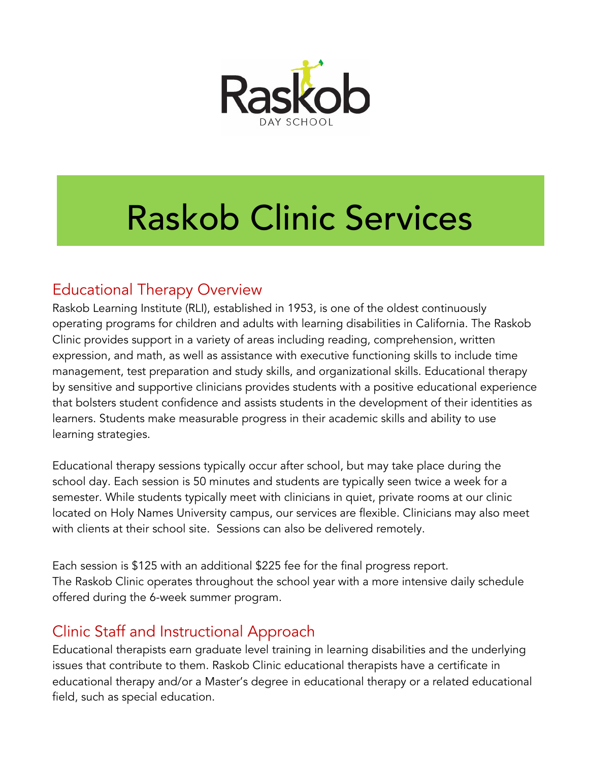Raskob

DAY SCHOOL

# Raskob Clinic Services

## Educational Therapy Overview

Raskob Learning Institute (RLI), established in 1953, is one of the oldest continuously operating programs for children and adults with learning disabilities in California. The Raskob Clinic provides support in a variety of areas including reading, comprehension, written expression, and math, as well as assistance with executive functioning skills to include time management, test preparation and study skills, and organizational skills. Educational therapy by sensitive and supportive clinicians provides students with a positive educational experience that bolsters student confidence and assists students in the development of their identities as learners. Students make measurable progress in their academic skills and ability to use learning strategies.

Educational therapy sessions typically occur after school, but may take place during the school day. Each session is 50 minutes and students are typically seen twice a week for a semester. While students typically meet with clinicians in quiet, private rooms at our clinic located on Holy Names University campus, our services are flexible. Clinicians may also meet with clients at their school site. Sessions can also be delivered remotely.

Each session is $125 with an additional $225 fee for the final progress report.
The Raskob Clinic operates throughout the school year with a more intensive daily schedule offered during the 6-week summer program.

## Clinic Staff and Instructional Approach

Educational therapists earn graduate level training in learning disabilities and the underlying issues that contribute to them. Raskob Clinic educational therapists have a certificate in educational therapy and/or a Master's degree in educational therapy or a related educational field, such as special education.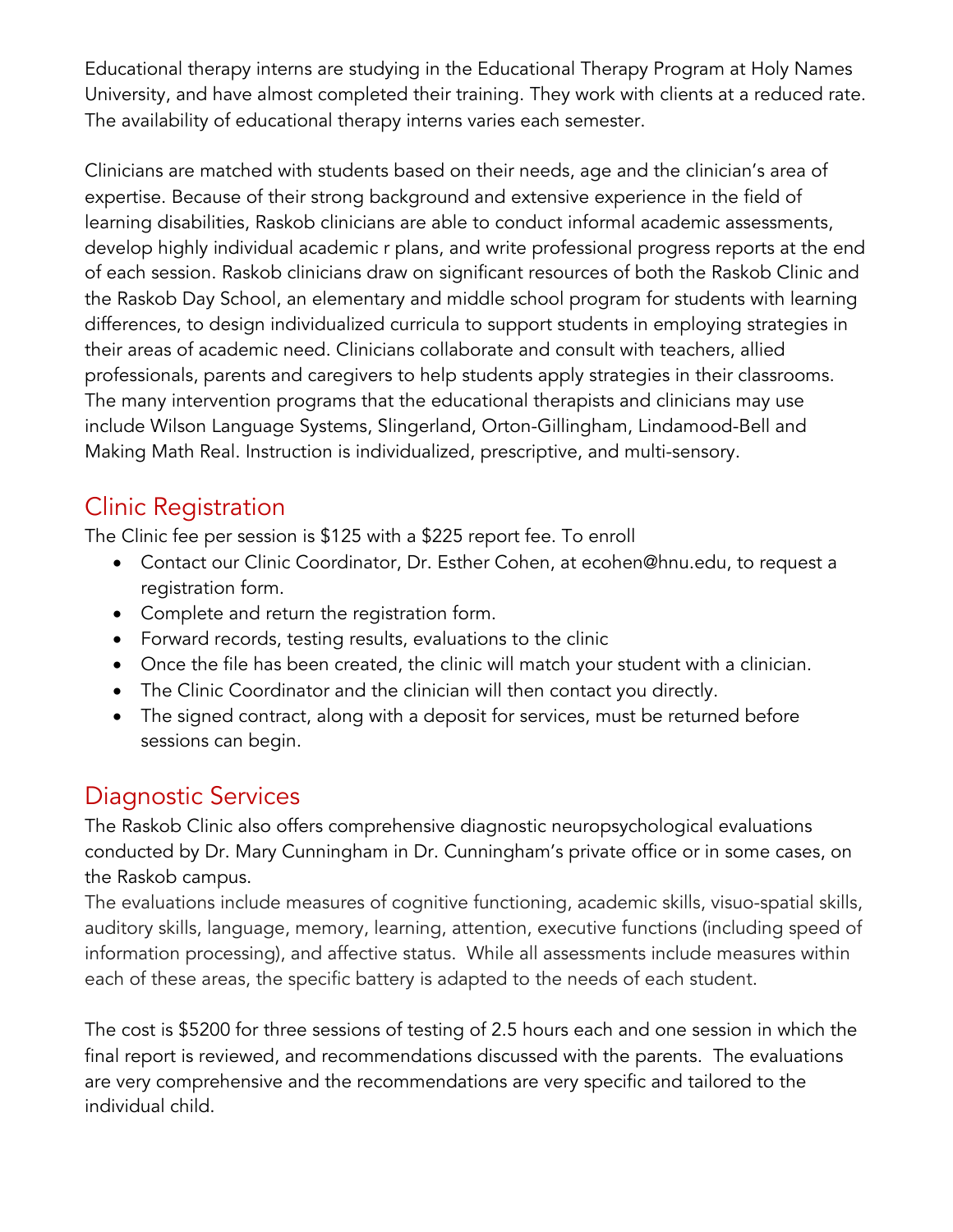Educational therapy interns are studying in the Educational Therapy Program at Holy Names University, and have almost completed their training. They work with clients at a reduced rate. The availability of educational therapy interns varies each semester.

Clinicians are matched with students based on their needs, age and the clinician's area of expertise. Because of their strong background and extensive experience in the field of learning disabilities, Raskob clinicians are able to conduct informal academic assessments, develop highly individual academic r plans, and write professional progress reports at the end of each session. Raskob clinicians draw on significant resources of both the Raskob Clinic and the Raskob Day School, an elementary and middle school program for students with learning differences, to design individualized curricula to support students in employing strategies in their areas of academic need. Clinicians collaborate and consult with teachers, allied professionals, parents and caregivers to help students apply strategies in their classrooms. The many intervention programs that the educational therapists and clinicians may use include Wilson Language Systems, Slingerland, Orton-Gillingham, Lindamood-Bell and Making Math Real. Instruction is individualized, prescriptive, and multi-sensory.

## Clinic Registration

The Clinic fee per session is $125 with a $225 report fee. To enroll

- Contact our Clinic Coordinator, Dr. Esther Cohen, at ecohen@hnu.edu, to request a registration form.
- Complete and return the registration form.
- Forward records, testing results, evaluations to the clinic
- Once the file has been created, the clinic will match your student with a clinician.
- The Clinic Coordinator and the clinician will then contact you directly.
- The signed contract, along with a deposit for services, must be returned before sessions can begin.

## Diagnostic Services

The Raskob Clinic also offers comprehensive diagnostic neuropsychological evaluations conducted by Dr. Mary Cunningham in Dr. Cunningham's private office or in some cases, on the Raskob campus.

The evaluations include measures of cognitive functioning, academic skills, visuo-spatial skills, auditory skills, language, memory, learning, attention, executive functions (including speed of information processing), and affective status. While all assessments include measures within each of these areas, the specific battery is adapted to the needs of each student.

The cost is $5200 for three sessions of testing of 2.5 hours each and one session in which the final report is reviewed, and recommendations discussed with the parents. The evaluations are very comprehensive and the recommendations are very specific and tailored to the individual child.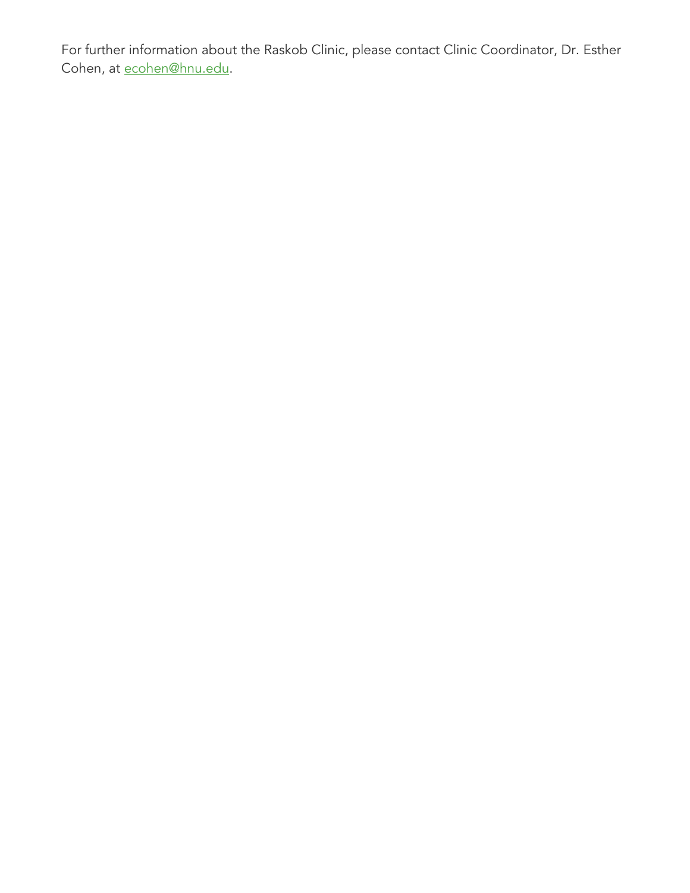For further information about the Raskob Clinic, please contact Clinic Coordinator, Dr. Esther Cohen, at [ecohen@hnu.edu](mailto:ecohen@hnu.edu).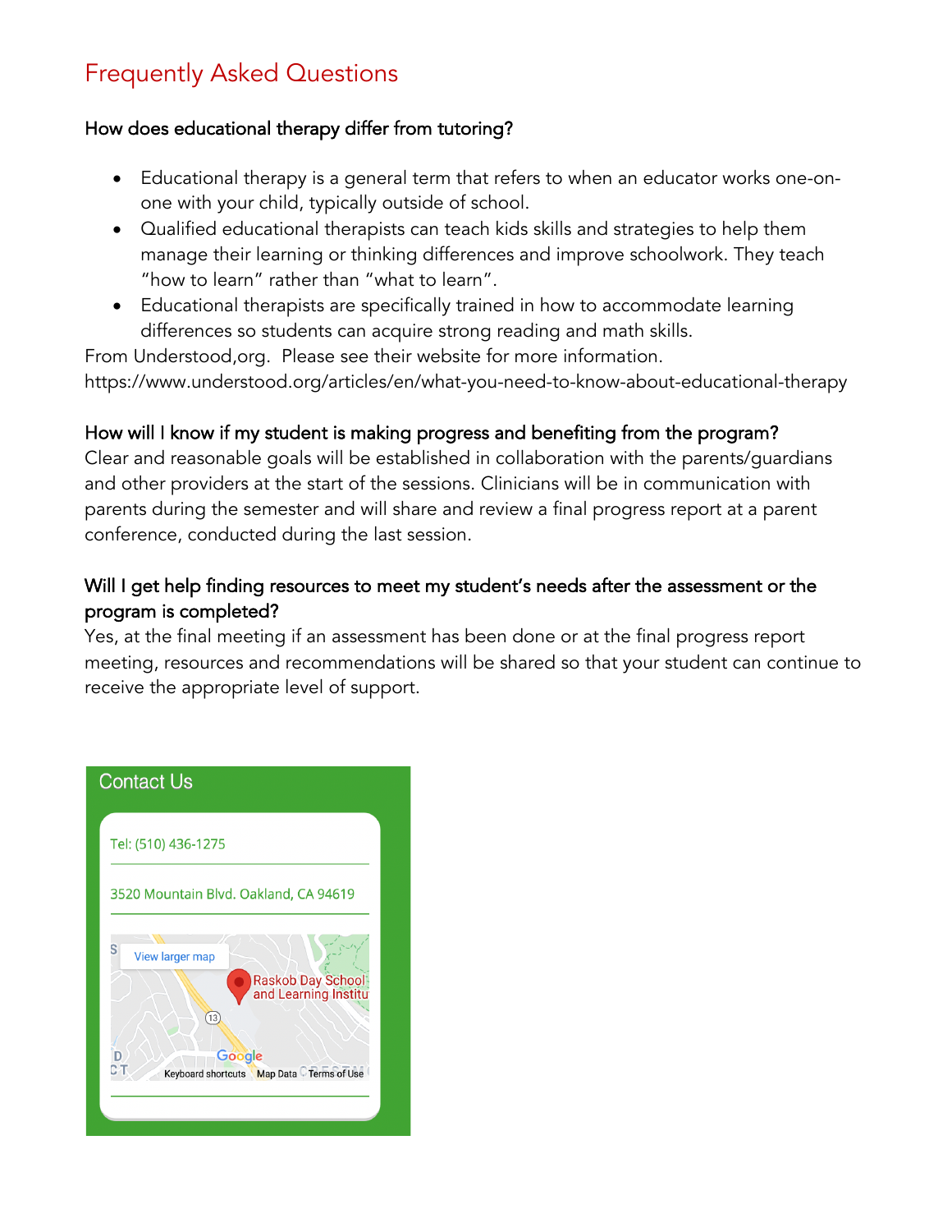# Frequently Asked Questions

### How does educational therapy differ from tutoring?

- Educational therapy is a general term that refers to when an educator works one-on-one with your child, typically outside of school.
- Qualified educational therapists can teach kids skills and strategies to help them manage their learning or thinking differences and improve schoolwork. They teach "how to learn" rather than "what to learn".
- Educational therapists are specifically trained in how to accommodate learning differences so students can acquire strong reading and math skills.

From Understood,org. Please see their website for more information.
https://www.understood.org/articles/en/what-you-need-to-know-about-educational-therapy

### How will I know if my student is making progress and benefiting from the program?

Clear and reasonable goals will be established in collaboration with the parents/guardians and other providers at the start of the sessions. Clinicians will be in communication with parents during the semester and will share and review a final progress report at a parent conference, conducted during the last session.

### Will I get help finding resources to meet my student's needs after the assessment or the program is completed?

Yes, at the final meeting if an assessment has been done or at the final progress report meeting, resources and recommendations will be shared so that your student can continue to receive the appropriate level of support.

## Contact Us

Tel: (510) 436-1275

3520 Mountain Blvd. Oakland, CA 94619